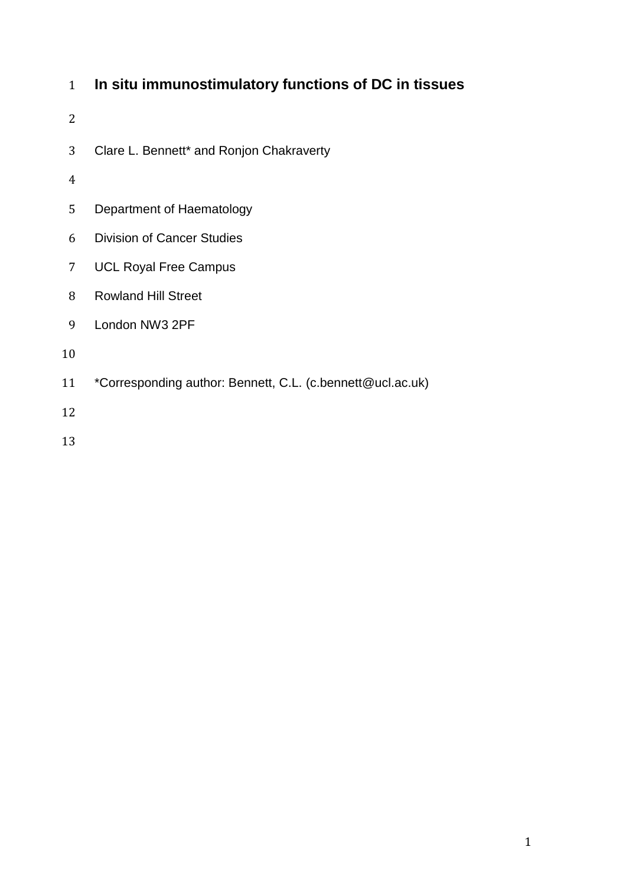# In situ immunostimulatory functions of DC in tissues

Clare L. Bennett* and Ronjon Chakraverty

Department of Haematology

Division of Cancer Studies

UCL Royal Free Campus

Rowland Hill Street

London NW3 2PF

*Corresponding author: Bennett, C.L. (c.bennett@ucl.ac.uk)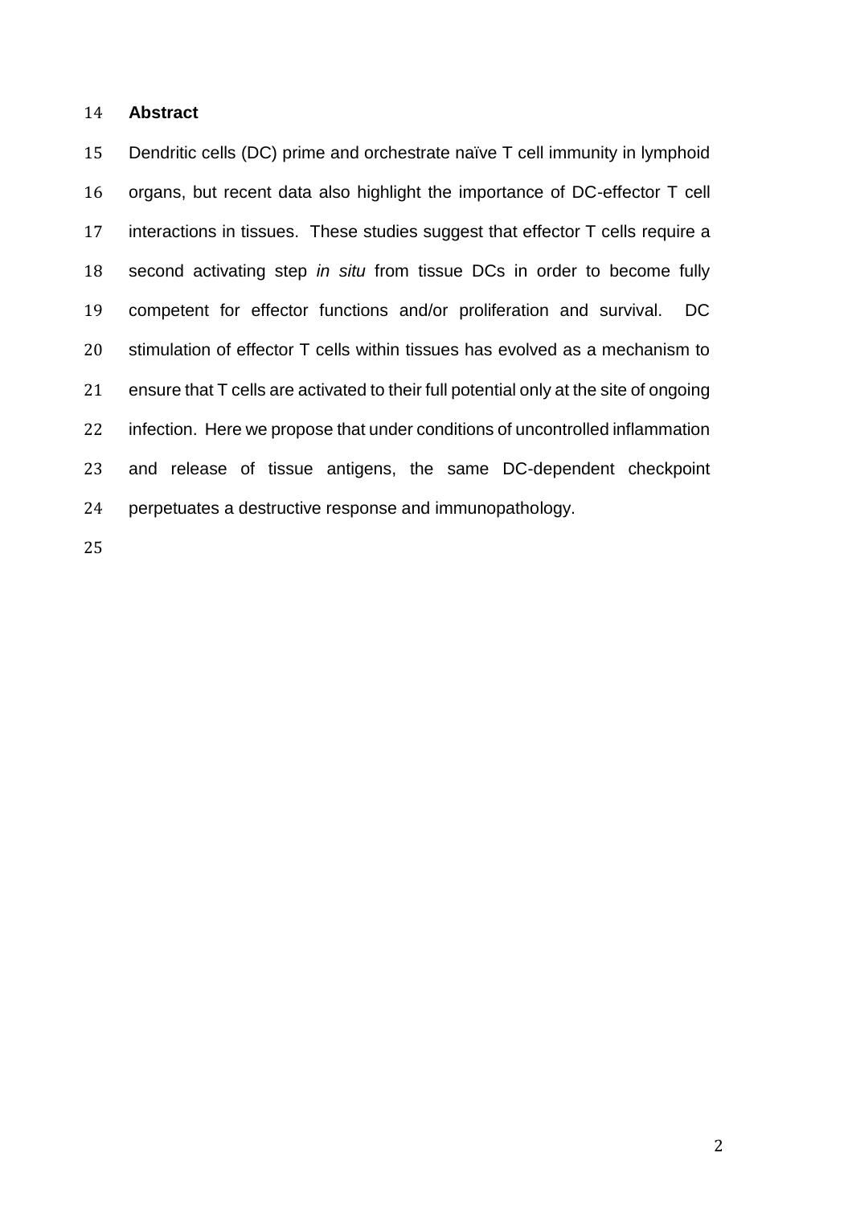## Abstract

Dendritic cells (DC) prime and orchestrate naïve T cell immunity in lymphoid organs, but recent data also highlight the importance of DC-effector T cell interactions in tissues. These studies suggest that effector T cells require a second activating step *in situ* from tissue DCs in order to become fully competent for effector functions and/or proliferation and survival. DC stimulation of effector T cells within tissues has evolved as a mechanism to ensure that T cells are activated to their full potential only at the site of ongoing infection. Here we propose that under conditions of uncontrolled inflammation and release of tissue antigens, the same DC-dependent checkpoint perpetuates a destructive response and immunopathology.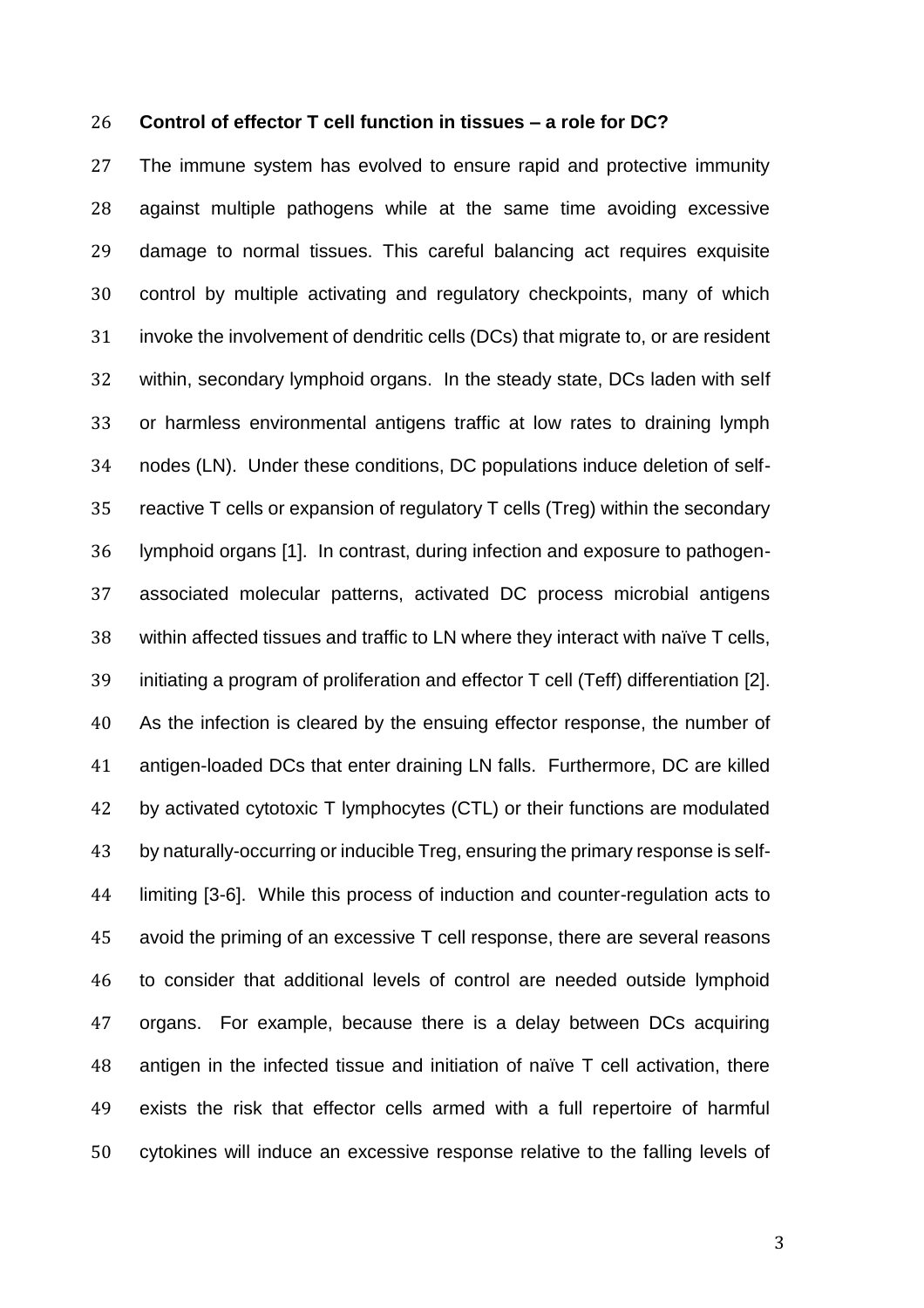**Control of effector T cell function in tissues – a role for DC?**

The immune system has evolved to ensure rapid and protective immunity against multiple pathogens while at the same time avoiding excessive damage to normal tissues. This careful balancing act requires exquisite control by multiple activating and regulatory checkpoints, many of which invoke the involvement of dendritic cells (DCs) that migrate to, or are resident within, secondary lymphoid organs. In the steady state, DCs laden with self or harmless environmental antigens traffic at low rates to draining lymph nodes (LN). Under these conditions, DC populations induce deletion of self-reactive T cells or expansion of regulatory T cells (Treg) within the secondary lymphoid organs [1]. In contrast, during infection and exposure to pathogen-associated molecular patterns, activated DC process microbial antigens within affected tissues and traffic to LN where they interact with naïve T cells, initiating a program of proliferation and effector T cell (Teff) differentiation [2]. As the infection is cleared by the ensuing effector response, the number of antigen-loaded DCs that enter draining LN falls. Furthermore, DC are killed by activated cytotoxic T lymphocytes (CTL) or their functions are modulated by naturally-occurring or inducible Treg, ensuring the primary response is self-limiting [3-6]. While this process of induction and counter-regulation acts to avoid the priming of an excessive T cell response, there are several reasons to consider that additional levels of control are needed outside lymphoid organs. For example, because there is a delay between DCs acquiring antigen in the infected tissue and initiation of naïve T cell activation, there exists the risk that effector cells armed with a full repertoire of harmful cytokines will induce an excessive response relative to the falling levels of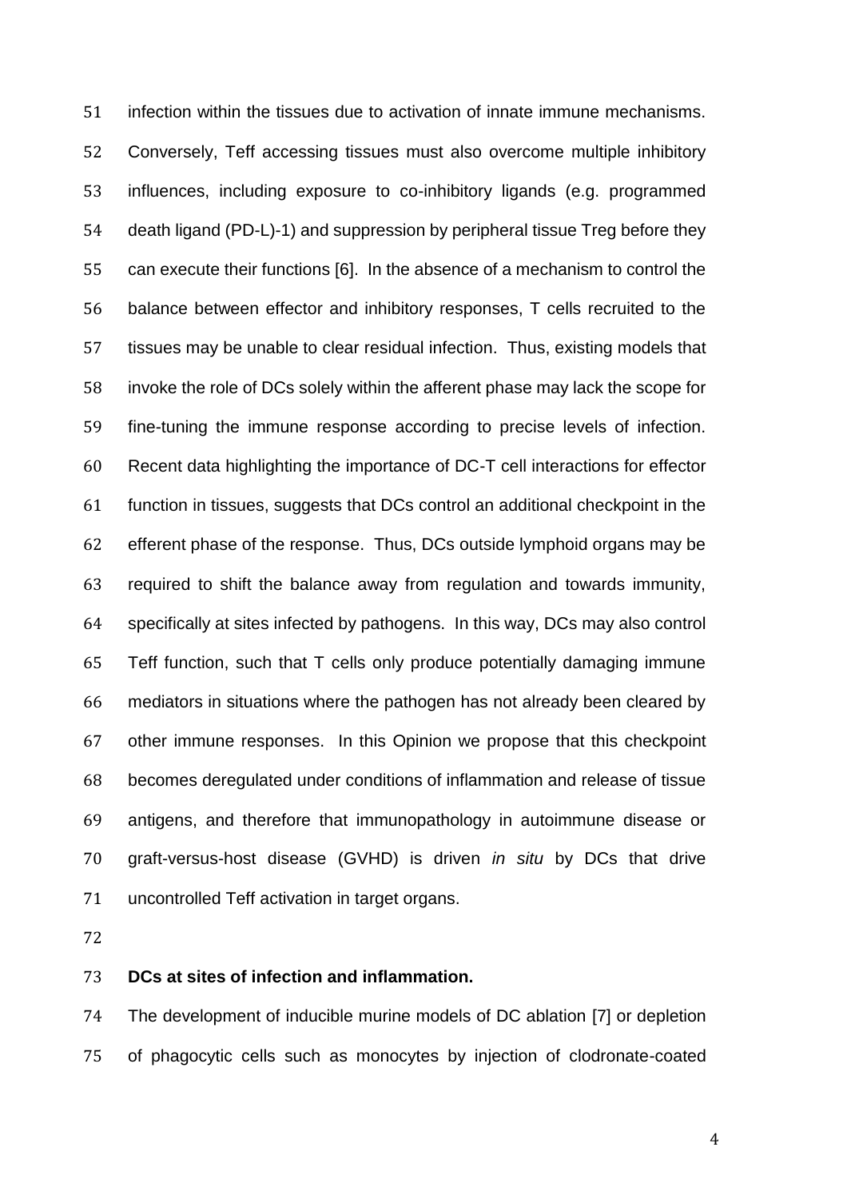infection within the tissues due to activation of innate immune mechanisms. Conversely, Teff accessing tissues must also overcome multiple inhibitory influences, including exposure to co-inhibitory ligands (e.g. programmed death ligand (PD-L)-1) and suppression by peripheral tissue Treg before they can execute their functions [6]. In the absence of a mechanism to control the balance between effector and inhibitory responses, T cells recruited to the tissues may be unable to clear residual infection. Thus, existing models that invoke the role of DCs solely within the afferent phase may lack the scope for fine-tuning the immune response according to precise levels of infection. Recent data highlighting the importance of DC-T cell interactions for effector function in tissues, suggests that DCs control an additional checkpoint in the efferent phase of the response. Thus, DCs outside lymphoid organs may be required to shift the balance away from regulation and towards immunity, specifically at sites infected by pathogens. In this way, DCs may also control Teff function, such that T cells only produce potentially damaging immune mediators in situations where the pathogen has not already been cleared by other immune responses. In this Opinion we propose that this checkpoint becomes deregulated under conditions of inflammation and release of tissue antigens, and therefore that immunopathology in autoimmune disease or graft-versus-host disease (GVHD) is driven *in situ* by DCs that drive uncontrolled Teff activation in target organs.

**DCs at sites of infection and inflammation.**

The development of inducible murine models of DC ablation [7] or depletion of phagocytic cells such as monocytes by injection of clodronate-coated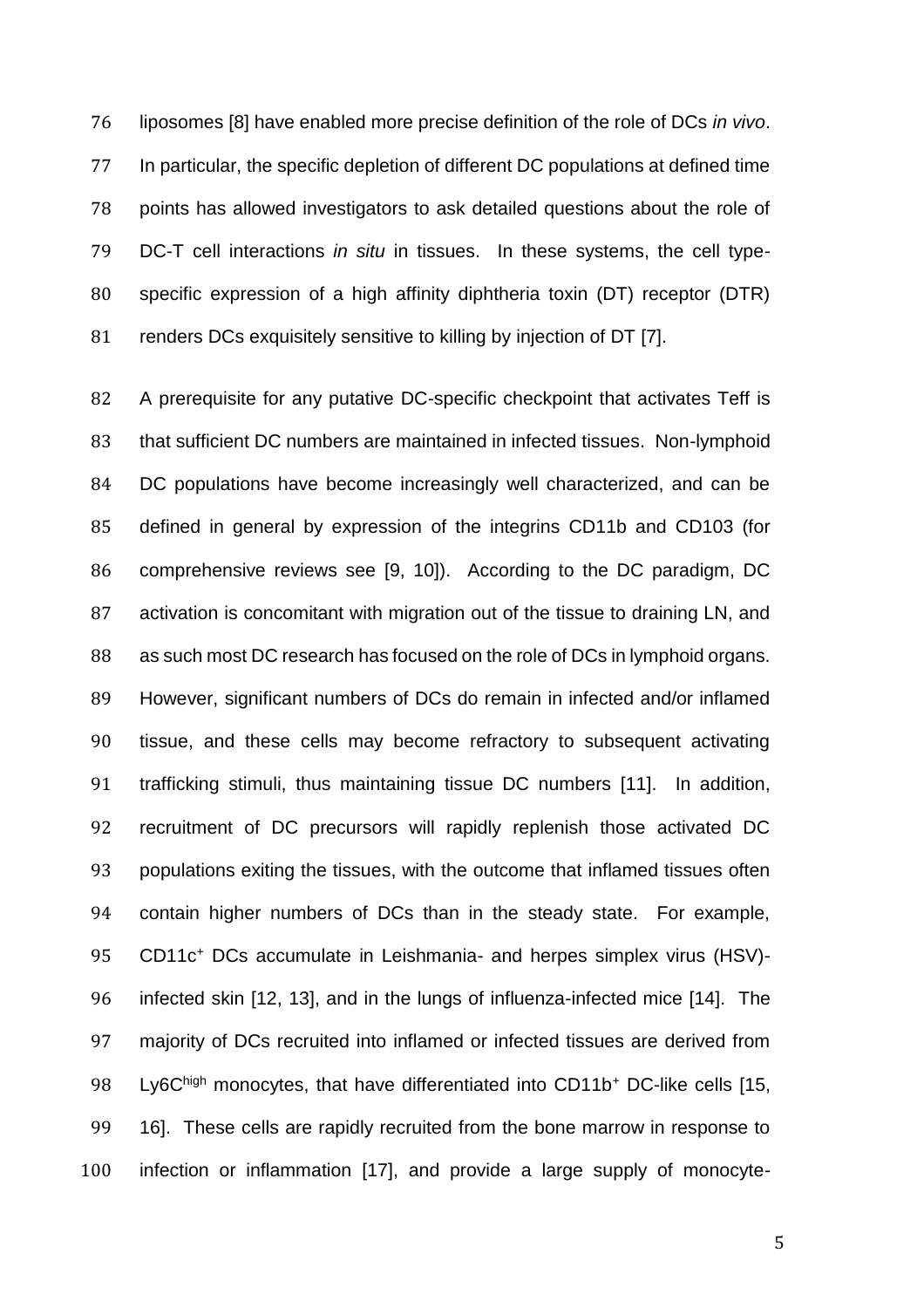liposomes [8] have enabled more precise definition of the role of DCs *in vivo*. In particular, the specific depletion of different DC populations at defined time points has allowed investigators to ask detailed questions about the role of DC-T cell interactions *in situ* in tissues. In these systems, the cell type-specific expression of a high affinity diphtheria toxin (DT) receptor (DTR) renders DCs exquisitely sensitive to killing by injection of DT [7].

A prerequisite for any putative DC-specific checkpoint that activates Teff is that sufficient DC numbers are maintained in infected tissues. Non-lymphoid DC populations have become increasingly well characterized, and can be defined in general by expression of the integrins CD11b and CD103 (for comprehensive reviews see [9, 10]). According to the DC paradigm, DC activation is concomitant with migration out of the tissue to draining LN, and as such most DC research has focused on the role of DCs in lymphoid organs. However, significant numbers of DCs do remain in infected and/or inflamed tissue, and these cells may become refractory to subsequent activating trafficking stimuli, thus maintaining tissue DC numbers [11]. In addition, recruitment of DC precursors will rapidly replenish those activated DC populations exiting the tissues, with the outcome that inflamed tissues often contain higher numbers of DCs than in the steady state. For example, $CD11c^{+}$ DCs accumulate in Leishmania- and herpes simplex virus (HSV)-infected skin [12, 13], and in the lungs of influenza-infected mice [14]. The majority of DCs recruited into inflamed or infected tissues are derived from $Ly6C^{high}$ monocytes, that have differentiated into $CD11b^{+}$ DC-like cells [15, 16]. These cells are rapidly recruited from the bone marrow in response to infection or inflammation [17], and provide a large supply of monocyte-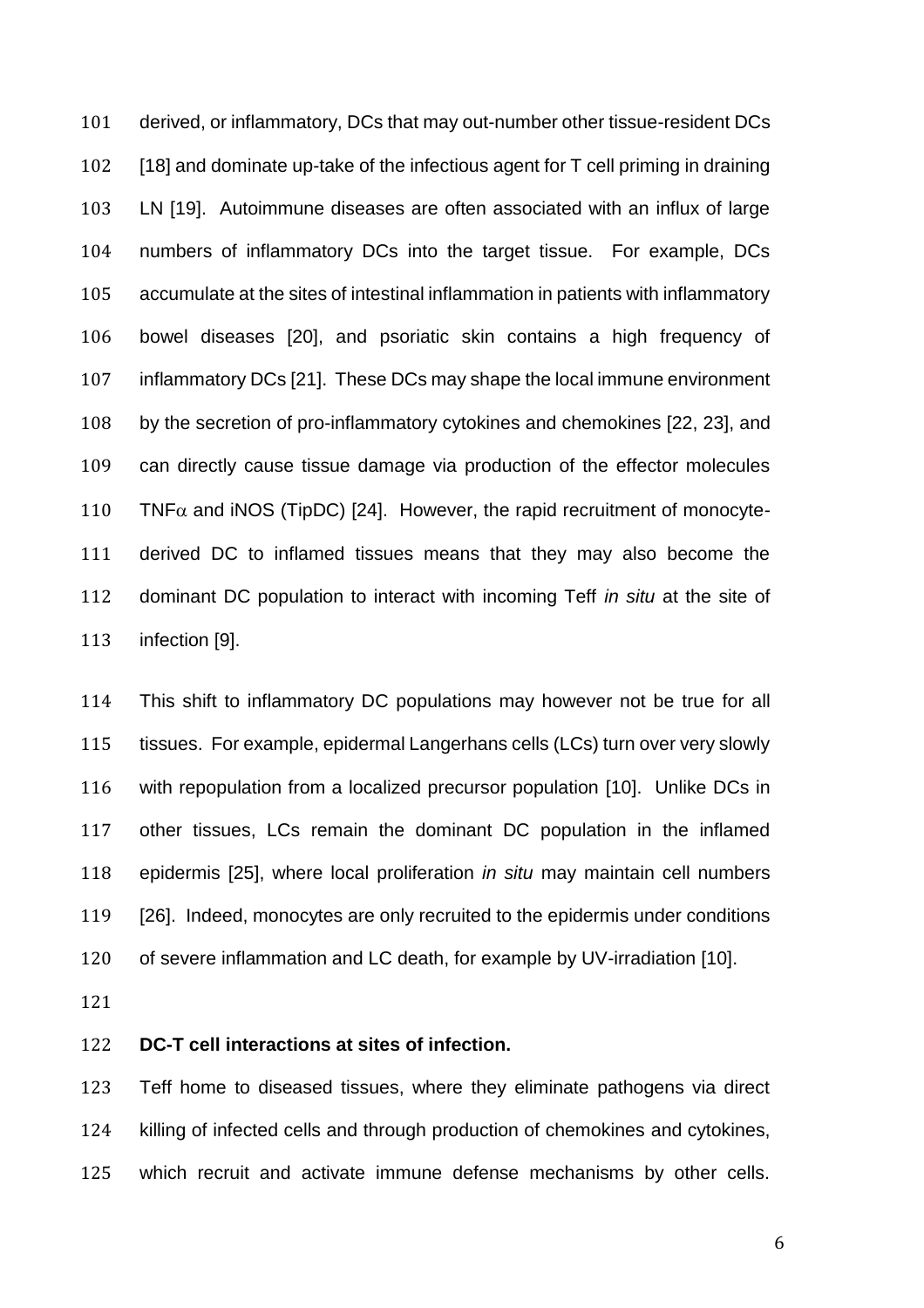derived, or inflammatory, DCs that may out-number other tissue-resident DCs [18] and dominate up-take of the infectious agent for T cell priming in draining LN [19]. Autoimmune diseases are often associated with an influx of large numbers of inflammatory DCs into the target tissue. For example, DCs accumulate at the sites of intestinal inflammation in patients with inflammatory bowel diseases [20], and psoriatic skin contains a high frequency of inflammatory DCs [21]. These DCs may shape the local immune environment by the secretion of pro-inflammatory cytokines and chemokines [22, 23], and can directly cause tissue damage via production of the effector molecules TNF$\alpha$ and iNOS (TipDC) [24]. However, the rapid recruitment of monocyte-derived DC to inflamed tissues means that they may also become the dominant DC population to interact with incoming Teff *in situ* at the site of infection [9].

This shift to inflammatory DC populations may however not be true for all tissues. For example, epidermal Langerhans cells (LCs) turn over very slowly with repopulation from a localized precursor population [10]. Unlike DCs in other tissues, LCs remain the dominant DC population in the inflamed epidermis [25], where local proliferation *in situ* may maintain cell numbers [26]. Indeed, monocytes are only recruited to the epidermis under conditions of severe inflammation and LC death, for example by UV-irradiation [10].

**DC-T cell interactions at sites of infection.**

Teff home to diseased tissues, where they eliminate pathogens via direct killing of infected cells and through production of chemokines and cytokines, which recruit and activate immune defense mechanisms by other cells.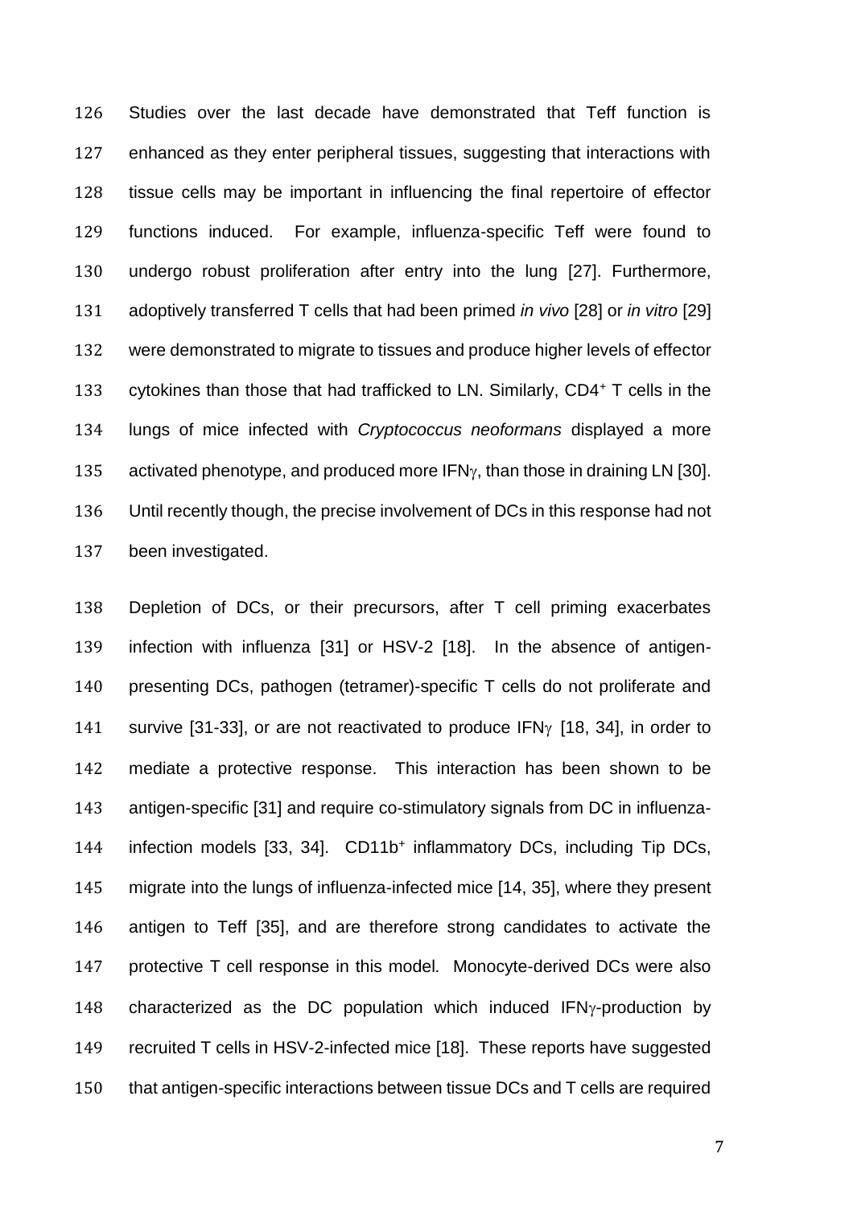Studies over the last decade have demonstrated that Teff function is enhanced as they enter peripheral tissues, suggesting that interactions with tissue cells may be important in influencing the final repertoire of effector functions induced. For example, influenza-specific Teff were found to undergo robust proliferation after entry into the lung [27]. Furthermore, adoptively transferred T cells that had been primed *in vivo* [28] or *in vitro* [29] were demonstrated to migrate to tissues and produce higher levels of effector cytokines than those that had trafficked to LN. Similarly, $CD4^+$ T cells in the lungs of mice infected with *Cryptococcus neoformans* displayed a more activated phenotype, and produced more IFN$\gamma$, than those in draining LN [30]. Until recently though, the precise involvement of DCs in this response had not been investigated.

Depletion of DCs, or their precursors, after T cell priming exacerbates infection with influenza [31] or HSV-2 [18]. In the absence of antigen-presenting DCs, pathogen (tetramer)-specific T cells do not proliferate and survive [31-33], or are not reactivated to produce IFN$\gamma$ [18, 34], in order to mediate a protective response. This interaction has been shown to be antigen-specific [31] and require co-stimulatory signals from DC in influenza-infection models [33, 34]. $CD11b^+$ inflammatory DCs, including Tip DCs, migrate into the lungs of influenza-infected mice [14, 35], where they present antigen to Teff [35], and are therefore strong candidates to activate the protective T cell response in this model. Monocyte-derived DCs were also characterized as the DC population which induced IFN$\gamma$-production by recruited T cells in HSV-2-infected mice [18]. These reports have suggested that antigen-specific interactions between tissue DCs and T cells are required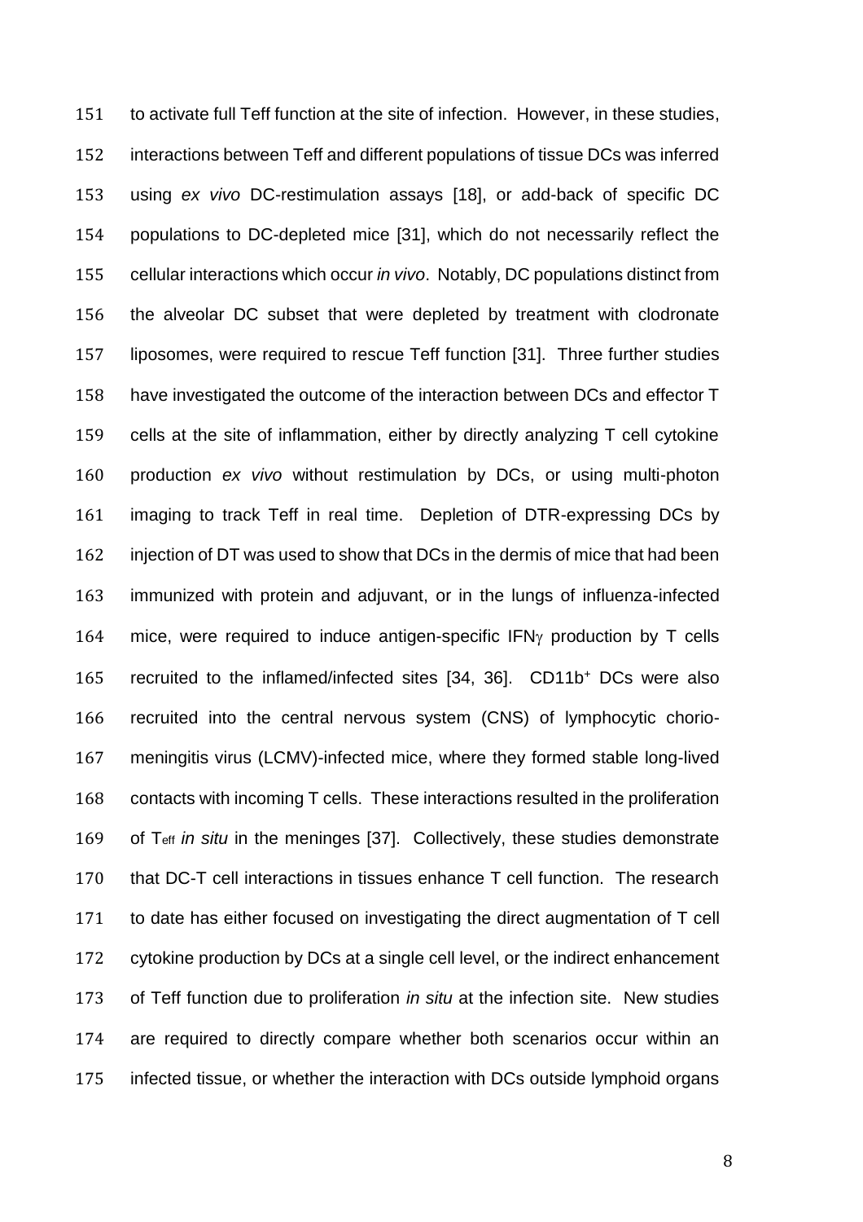to activate full Teff function at the site of infection. However, in these studies, interactions between Teff and different populations of tissue DCs was inferred using *ex vivo* DC-restimulation assays [18], or add-back of specific DC populations to DC-depleted mice [31], which do not necessarily reflect the cellular interactions which occur *in vivo*. Notably, DC populations distinct from the alveolar DC subset that were depleted by treatment with clodronate liposomes, were required to rescue Teff function [31]. Three further studies have investigated the outcome of the interaction between DCs and effector T cells at the site of inflammation, either by directly analyzing T cell cytokine production *ex vivo* without restimulation by DCs, or using multi-photon imaging to track Teff in real time. Depletion of DTR-expressing DCs by injection of DT was used to show that DCs in the dermis of mice that had been immunized with protein and adjuvant, or in the lungs of influenza-infected mice, were required to induce antigen-specific IFN$\gamma$ production by T cells recruited to the inflamed/infected sites [34, 36]. CD11b$^+$ DCs were also recruited into the central nervous system (CNS) of lymphocytic chorio-meningitis virus (LCMV)-infected mice, where they formed stable long-lived contacts with incoming T cells. These interactions resulted in the proliferation of $T_{eff}$ *in situ* in the meninges [37]. Collectively, these studies demonstrate that DC-T cell interactions in tissues enhance T cell function. The research to date has either focused on investigating the direct augmentation of T cell cytokine production by DCs at a single cell level, or the indirect enhancement of Teff function due to proliferation *in situ* at the infection site. New studies are required to directly compare whether both scenarios occur within an infected tissue, or whether the interaction with DCs outside lymphoid organs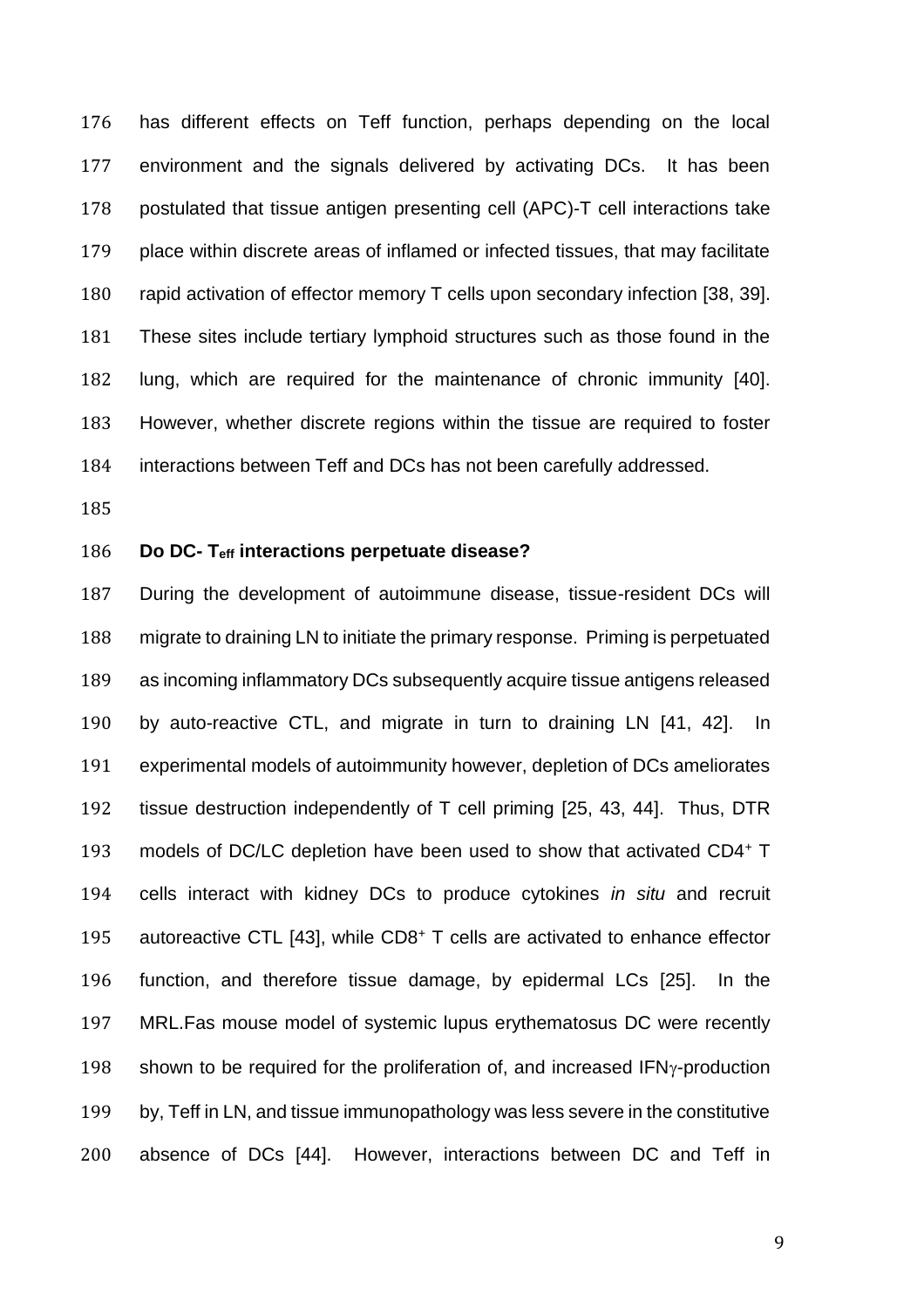has different effects on Teff function, perhaps depending on the local environment and the signals delivered by activating DCs. It has been postulated that tissue antigen presenting cell (APC)-T cell interactions take place within discrete areas of inflamed or infected tissues, that may facilitate rapid activation of effector memory T cells upon secondary infection [38, 39]. These sites include tertiary lymphoid structures such as those found in the lung, which are required for the maintenance of chronic immunity [40]. However, whether discrete regions within the tissue are required to foster interactions between Teff and DCs has not been carefully addressed.

**Do DC- $T_{eff}$ interactions perpetuate disease?**

During the development of autoimmune disease, tissue-resident DCs will migrate to draining LN to initiate the primary response. Priming is perpetuated as incoming inflammatory DCs subsequently acquire tissue antigens released by auto-reactive CTL, and migrate in turn to draining LN [41, 42]. In experimental models of autoimmunity however, depletion of DCs ameliorates tissue destruction independently of T cell priming [25, 43, 44]. Thus, DTR models of DC/LC depletion have been used to show that activated $CD4^+$ T cells interact with kidney DCs to produce cytokines *in situ* and recruit autoreactive CTL [43], while $CD8^+$ T cells are activated to enhance effector function, and therefore tissue damage, by epidermal LCs [25]. In the MRL.Fas mouse model of systemic lupus erythematosus DC were recently shown to be required for the proliferation of, and increased IFN$\gamma$-production by, Teff in LN, and tissue immunopathology was less severe in the constitutive absence of DCs [44]. However, interactions between DC and Teff in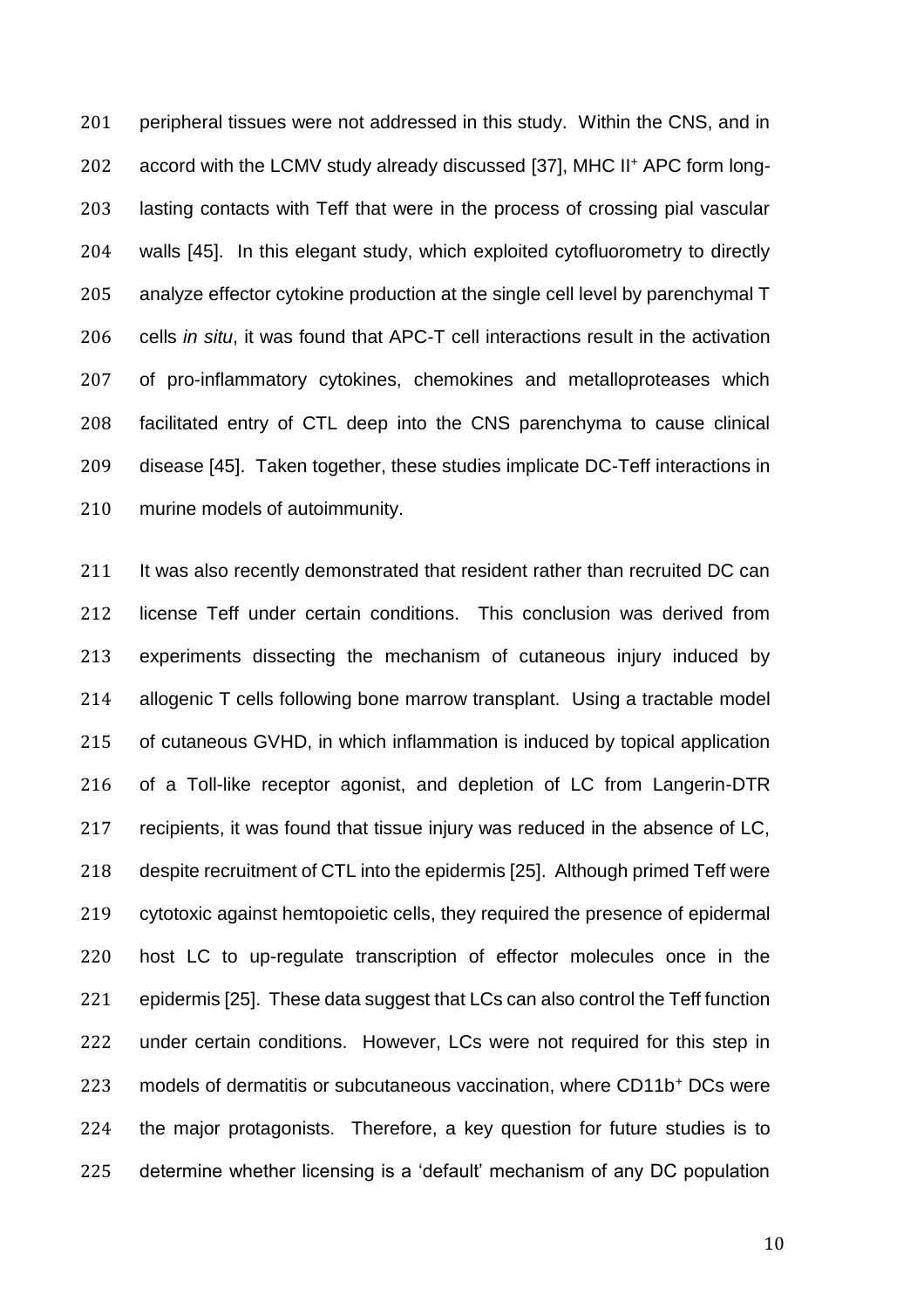peripheral tissues were not addressed in this study. Within the CNS, and in accord with the LCMV study already discussed [37], MHC II$^+$ APC form long-lasting contacts with Teff that were in the process of crossing pial vascular walls [45]. In this elegant study, which exploited cytofluorometry to directly analyze effector cytokine production at the single cell level by parenchymal T cells *in situ*, it was found that APC-T cell interactions result in the activation of pro-inflammatory cytokines, chemokines and metalloproteases which facilitated entry of CTL deep into the CNS parenchyma to cause clinical disease [45]. Taken together, these studies implicate DC-Teff interactions in murine models of autoimmunity.

It was also recently demonstrated that resident rather than recruited DC can license Teff under certain conditions. This conclusion was derived from experiments dissecting the mechanism of cutaneous injury induced by allogenic T cells following bone marrow transplant. Using a tractable model of cutaneous GVHD, in which inflammation is induced by topical application of a Toll-like receptor agonist, and depletion of LC from Langerin-DTR recipients, it was found that tissue injury was reduced in the absence of LC, despite recruitment of CTL into the epidermis [25]. Although primed Teff were cytotoxic against hemtopoietic cells, they required the presence of epidermal host LC to up-regulate transcription of effector molecules once in the epidermis [25]. These data suggest that LCs can also control the Teff function under certain conditions. However, LCs were not required for this step in models of dermatitis or subcutaneous vaccination, where CD11b$^+$ DCs were the major protagonists. Therefore, a key question for future studies is to determine whether licensing is a 'default' mechanism of any DC population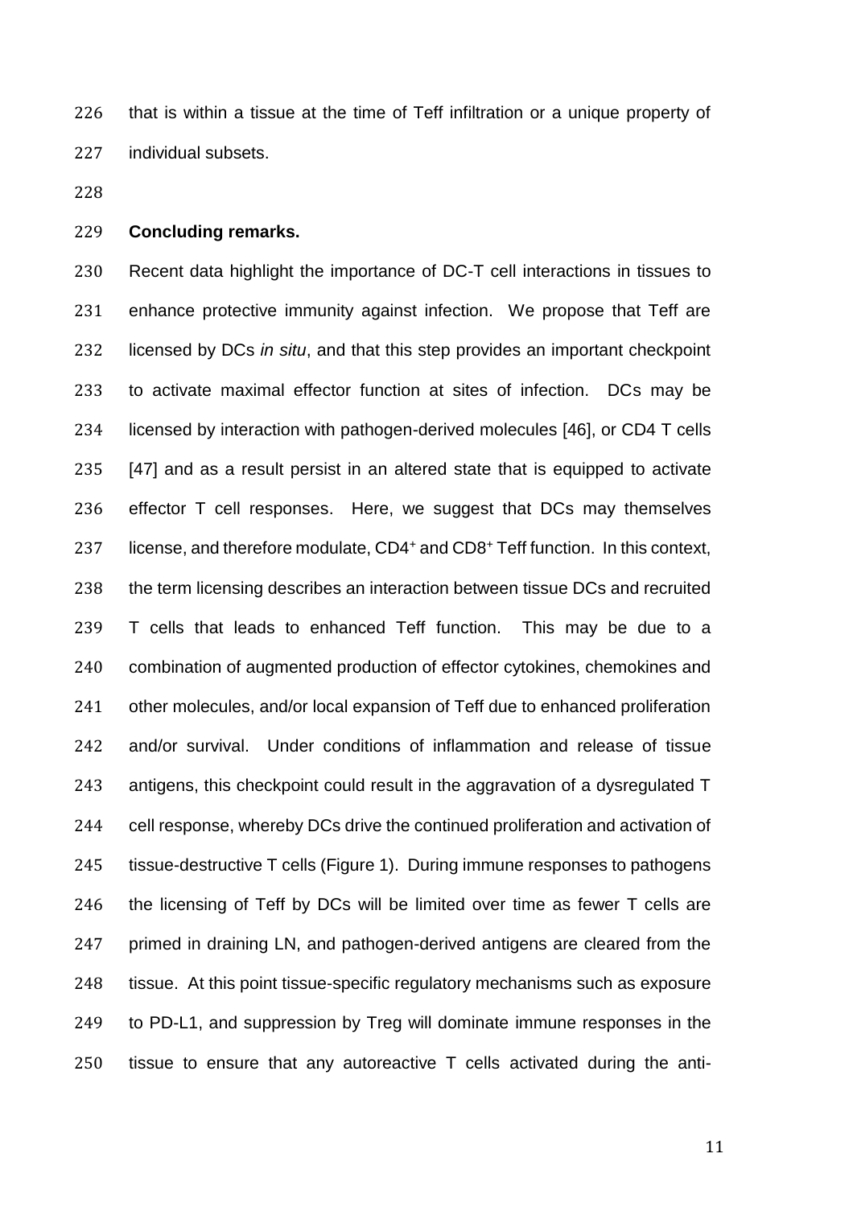that is within a tissue at the time of Teff infiltration or a unique property of individual subsets.

**Concluding remarks.**

Recent data highlight the importance of DC-T cell interactions in tissues to enhance protective immunity against infection. We propose that Teff are licensed by DCs *in situ*, and that this step provides an important checkpoint to activate maximal effector function at sites of infection. DCs may be licensed by interaction with pathogen-derived molecules [46], or CD4 T cells [47] and as a result persist in an altered state that is equipped to activate effector T cell responses. Here, we suggest that DCs may themselves license, and therefore modulate, $CD4^+$ and $CD8^+$ Teff function. In this context, the term licensing describes an interaction between tissue DCs and recruited T cells that leads to enhanced Teff function. This may be due to a combination of augmented production of effector cytokines, chemokines and other molecules, and/or local expansion of Teff due to enhanced proliferation and/or survival. Under conditions of inflammation and release of tissue antigens, this checkpoint could result in the aggravation of a dysregulated T cell response, whereby DCs drive the continued proliferation and activation of tissue-destructive T cells (Figure 1). During immune responses to pathogens the licensing of Teff by DCs will be limited over time as fewer T cells are primed in draining LN, and pathogen-derived antigens are cleared from the tissue. At this point tissue-specific regulatory mechanisms such as exposure to PD-L1, and suppression by Treg will dominate immune responses in the tissue to ensure that any autoreactive T cells activated during the anti-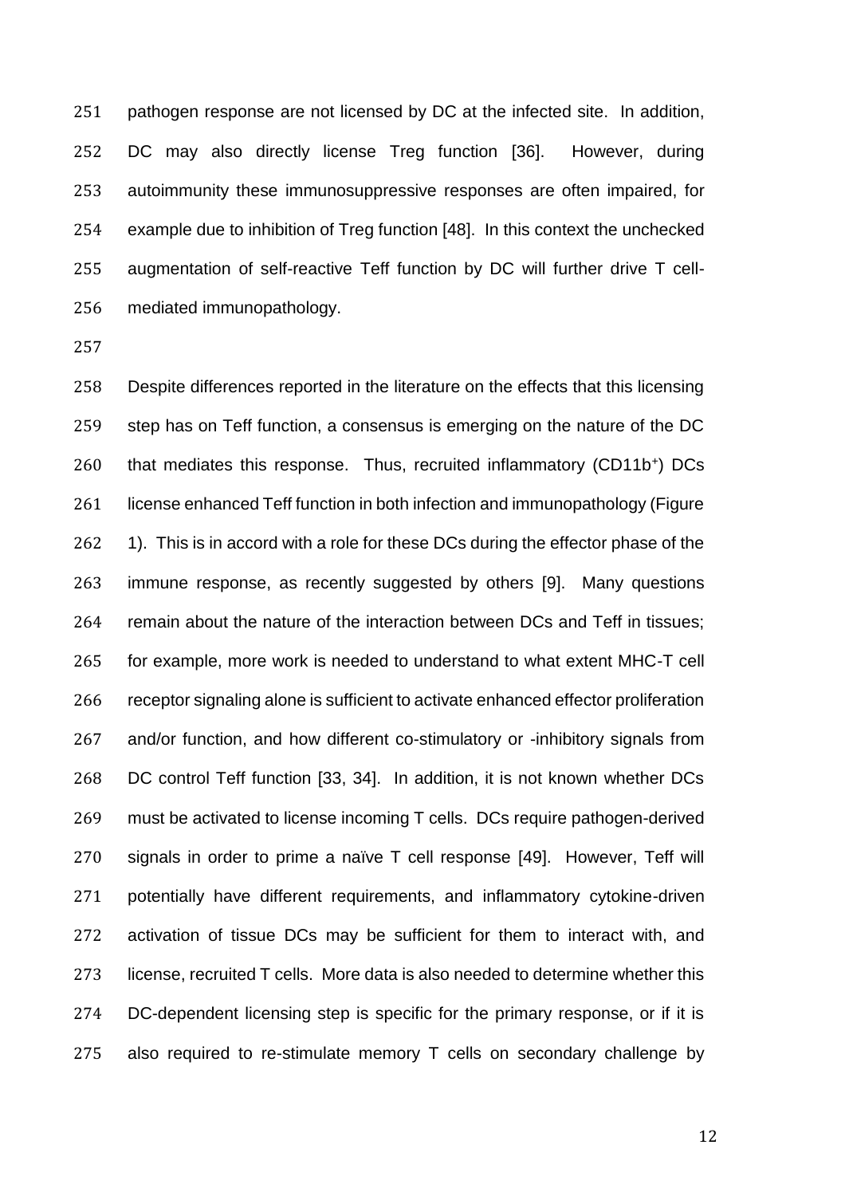pathogen response are not licensed by DC at the infected site. In addition, DC may also directly license Treg function [36]. However, during autoimmunity these immunosuppressive responses are often impaired, for example due to inhibition of Treg function [48]. In this context the unchecked augmentation of self-reactive Teff function by DC will further drive T cell-mediated immunopathology.

Despite differences reported in the literature on the effects that this licensing step has on Teff function, a consensus is emerging on the nature of the DC that mediates this response. Thus, recruited inflammatory ($CD11b^+$) DCs license enhanced Teff function in both infection and immunopathology (Figure 1). This is in accord with a role for these DCs during the effector phase of the immune response, as recently suggested by others [9]. Many questions remain about the nature of the interaction between DCs and Teff in tissues; for example, more work is needed to understand to what extent MHC-T cell receptor signaling alone is sufficient to activate enhanced effector proliferation and/or function, and how different co-stimulatory or -inhibitory signals from DC control Teff function [33, 34]. In addition, it is not known whether DCs must be activated to license incoming T cells. DCs require pathogen-derived signals in order to prime a naïve T cell response [49]. However, Teff will potentially have different requirements, and inflammatory cytokine-driven activation of tissue DCs may be sufficient for them to interact with, and license, recruited T cells. More data is also needed to determine whether this DC-dependent licensing step is specific for the primary response, or if it is also required to re-stimulate memory T cells on secondary challenge by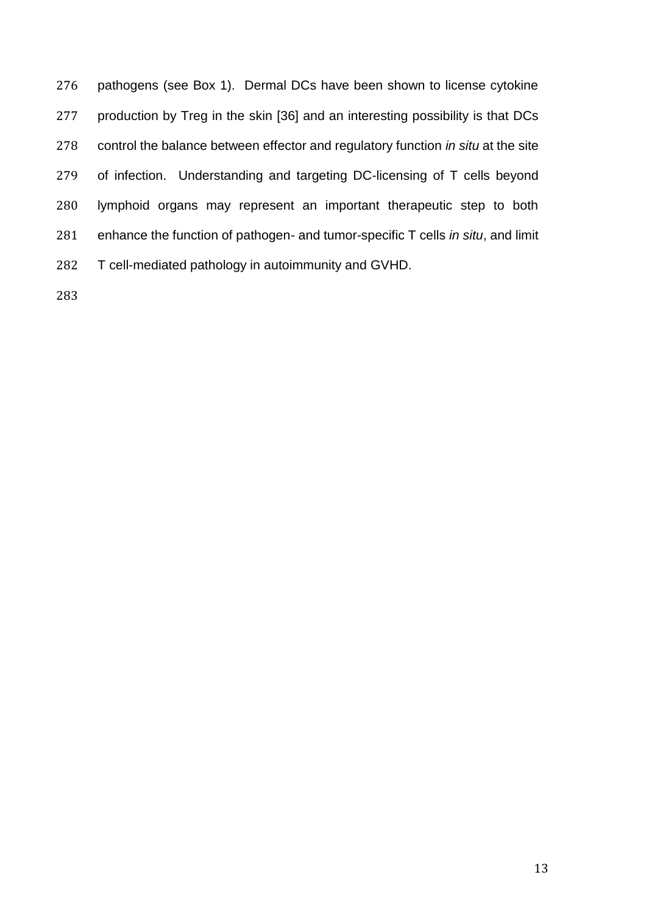pathogens (see Box 1). Dermal DCs have been shown to license cytokine production by Treg in the skin [36] and an interesting possibility is that DCs control the balance between effector and regulatory function *in situ* at the site of infection. Understanding and targeting DC-licensing of T cells beyond lymphoid organs may represent an important therapeutic step to both enhance the function of pathogen- and tumor-specific T cells *in situ*, and limit T cell-mediated pathology in autoimmunity and GVHD.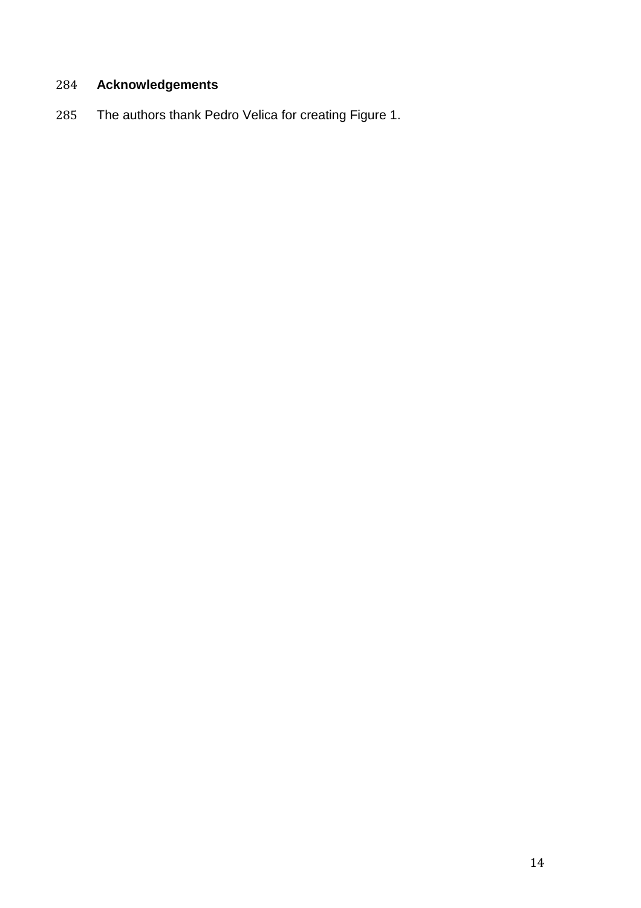## Acknowledgements

The authors thank Pedro Velica for creating Figure 1.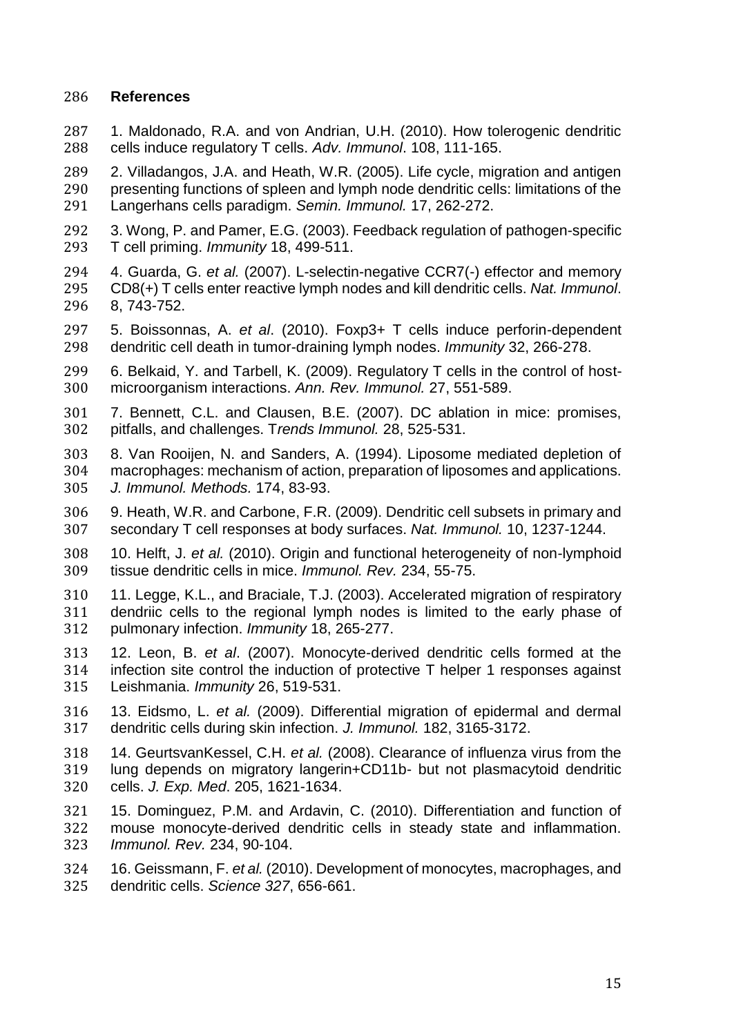## References

1. Maldonado, R.A. and von Andrian, U.H. (2010). How tolerogenic dendritic cells induce regulatory T cells. *Adv. Immunol*. 108, 111-165.

2. Villadangos, J.A. and Heath, W.R. (2005). Life cycle, migration and antigen presenting functions of spleen and lymph node dendritic cells: limitations of the Langerhans cells paradigm. *Semin. Immunol.* 17, 262-272.

3. Wong, P. and Pamer, E.G. (2003). Feedback regulation of pathogen-specific T cell priming. *Immunity* 18, 499-511.

4. Guarda, G. *et al.* (2007). L-selectin-negative CCR7(-) effector and memory CD8(+) T cells enter reactive lymph nodes and kill dendritic cells. *Nat. Immunol*. 8, 743-752.

5. Boissonnas, A. *et al*. (2010). Foxp3+ T cells induce perforin-dependent dendritic cell death in tumor-draining lymph nodes. *Immunity* 32, 266-278.

6. Belkaid, Y. and Tarbell, K. (2009). Regulatory T cells in the control of host-microorganism interactions. *Ann. Rev. Immunol.* 27, 551-589.

7. Bennett, C.L. and Clausen, B.E. (2007). DC ablation in mice: promises, pitfalls, and challenges. T*rends Immunol.* 28, 525-531.

8. Van Rooijen, N. and Sanders, A. (1994). Liposome mediated depletion of macrophages: mechanism of action, preparation of liposomes and applications. *J. Immunol. Methods.* 174, 83-93.

9. Heath, W.R. and Carbone, F.R. (2009). Dendritic cell subsets in primary and secondary T cell responses at body surfaces. *Nat. Immunol.* 10, 1237-1244.

10. Helft, J. *et al.* (2010). Origin and functional heterogeneity of non-lymphoid tissue dendritic cells in mice. *Immunol. Rev.* 234, 55-75.

11. Legge, K.L., and Braciale, T.J. (2003). Accelerated migration of respiratory dendriic cells to the regional lymph nodes is limited to the early phase of pulmonary infection. *Immunity* 18, 265-277.

12. Leon, B. *et al*. (2007). Monocyte-derived dendritic cells formed at the infection site control the induction of protective T helper 1 responses against Leishmania. *Immunity* 26, 519-531.

13. Eidsmo, L. *et al.* (2009). Differential migration of epidermal and dermal dendritic cells during skin infection. *J. Immunol.* 182, 3165-3172.

14. GeurtsvanKessel, C.H. *et al.* (2008). Clearance of influenza virus from the lung depends on migratory langerin+CD11b- but not plasmacytoid dendritic cells. *J. Exp. Med*. 205, 1621-1634.

15. Dominguez, P.M. and Ardavin, C. (2010). Differentiation and function of mouse monocyte-derived dendritic cells in steady state and inflammation. *Immunol. Rev.* 234, 90-104.

16. Geissmann, F. *et al.* (2010). Development of monocytes, macrophages, and dendritic cells. *Science 327*, 656-661.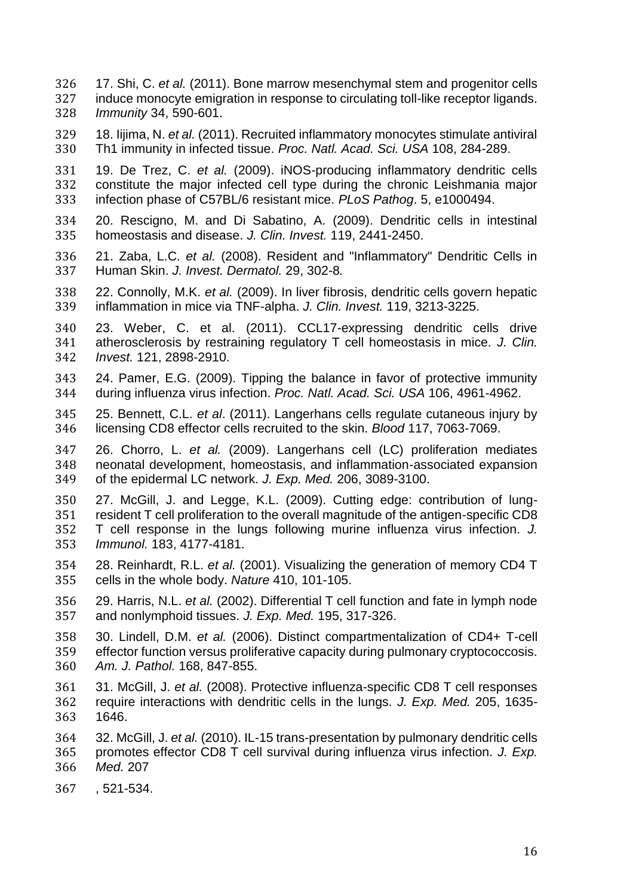17. Shi, C. *et al.* (2011). Bone marrow mesenchymal stem and progenitor cells induce monocyte emigration in response to circulating toll-like receptor ligands. *Immunity* 34, 590-601.

18. Iijima, N. *et al.* (2011). Recruited inflammatory monocytes stimulate antiviral Th1 immunity in infected tissue. *Proc. Natl. Acad. Sci. USA* 108, 284-289.

19. De Trez, C. *et al.* (2009). iNOS-producing inflammatory dendritic cells constitute the major infected cell type during the chronic Leishmania major infection phase of C57BL/6 resistant mice. *PLoS Pathog*. 5, e1000494.

20. Rescigno, M. and Di Sabatino, A. (2009). Dendritic cells in intestinal homeostasis and disease. *J. Clin. Invest.* 119, 2441-2450.

21. Zaba, L.C. *et al.* (2008). Resident and "Inflammatory" Dendritic Cells in Human Skin. *J. Invest. Dermatol.* 29, 302-8*.*

22. Connolly, M.K. *et al.* (2009). In liver fibrosis, dendritic cells govern hepatic inflammation in mice via TNF-alpha. *J. Clin. Invest.* 119, 3213-3225.

23. Weber, C. et al. (2011). CCL17-expressing dendritic cells drive atherosclerosis by restraining regulatory T cell homeostasis in mice. *J. Clin. Invest.* 121, 2898-2910.

24. Pamer, E.G. (2009). Tipping the balance in favor of protective immunity during influenza virus infection. *Proc. Natl. Acad. Sci. USA* 106, 4961-4962.

25. Bennett, C.L. *et al*. (2011). Langerhans cells regulate cutaneous injury by licensing CD8 effector cells recruited to the skin. *Blood* 117, 7063-7069.

26. Chorro, L. *et al.* (2009). Langerhans cell (LC) proliferation mediates neonatal development, homeostasis, and inflammation-associated expansion of the epidermal LC network. *J. Exp. Med.* 206, 3089-3100.

27. McGill, J. and Legge, K.L. (2009). Cutting edge: contribution of lung-resident T cell proliferation to the overall magnitude of the antigen-specific CD8 T cell response in the lungs following murine influenza virus infection. *J. Immunol.* 183, 4177-4181.

28. Reinhardt, R.L. *et al.* (2001). Visualizing the generation of memory CD4 T cells in the whole body. *Nature* 410, 101-105.

29. Harris, N.L. *et al.* (2002). Differential T cell function and fate in lymph node and nonlymphoid tissues. *J. Exp. Med.* 195, 317-326.

30. Lindell, D.M. *et al.* (2006). Distinct compartmentalization of CD4+ T-cell effector function versus proliferative capacity during pulmonary cryptococcosis. *Am. J. Pathol.* 168, 847-855.

31. McGill, J. *et al.* (2008). Protective influenza-specific CD8 T cell responses require interactions with dendritic cells in the lungs. *J. Exp. Med.* 205, 1635-1646.

32. McGill, J. *et al.* (2010). IL-15 trans-presentation by pulmonary dendritic cells promotes effector CD8 T cell survival during influenza virus infection. *J. Exp. Med.* 207

, 521-534.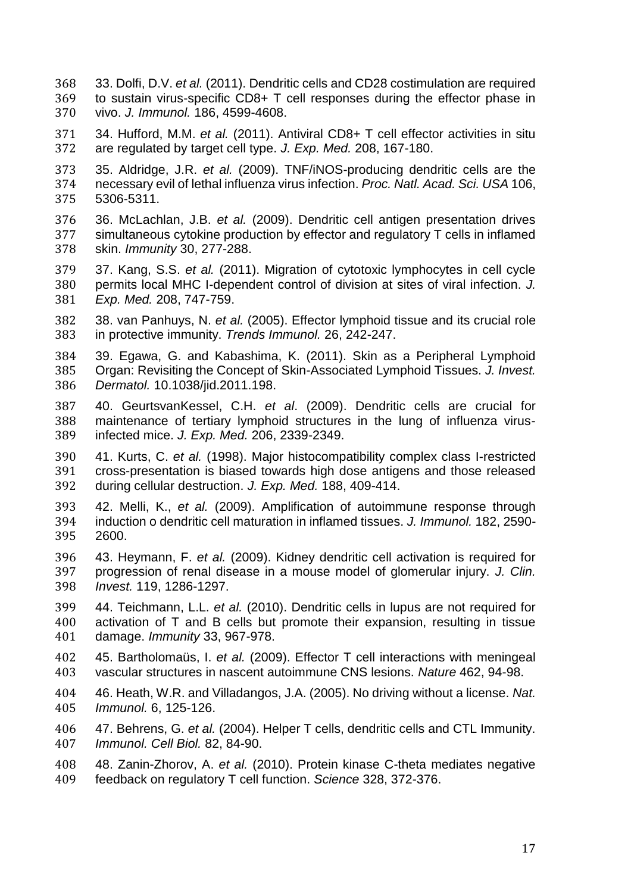33. Dolfi, D.V. *et al.* (2011). Dendritic cells and CD28 costimulation are required to sustain virus-specific CD8+ T cell responses during the effector phase in vivo. *J. Immunol.* 186, 4599-4608.

34. Hufford, M.M. *et al.* (2011). Antiviral CD8+ T cell effector activities in situ are regulated by target cell type. *J. Exp. Med.* 208, 167-180.

35. Aldridge, J.R. *et al.* (2009). TNF/iNOS-producing dendritic cells are the necessary evil of lethal influenza virus infection. *Proc. Natl. Acad. Sci. USA* 106, 5306-5311.

36. McLachlan, J.B. *et al.* (2009). Dendritic cell antigen presentation drives simultaneous cytokine production by effector and regulatory T cells in inflamed skin. *Immunity* 30, 277-288.

37. Kang, S.S. *et al.* (2011). Migration of cytotoxic lymphocytes in cell cycle permits local MHC I-dependent control of division at sites of viral infection. *J. Exp. Med.* 208, 747-759.

38. van Panhuys, N. *et al.* (2005). Effector lymphoid tissue and its crucial role in protective immunity. *Trends Immunol.* 26, 242-247.

39. Egawa, G. and Kabashima, K. (2011). Skin as a Peripheral Lymphoid Organ: Revisiting the Concept of Skin-Associated Lymphoid Tissues. *J. Invest. Dermatol.* 10.1038/jid.2011.198.

40. GeurtsvanKessel, C.H. *et al*. (2009). Dendritic cells are crucial for maintenance of tertiary lymphoid structures in the lung of influenza virus-infected mice. *J. Exp. Med.* 206, 2339-2349.

41. Kurts, C. *et al.* (1998). Major histocompatibility complex class I-restricted cross-presentation is biased towards high dose antigens and those released during cellular destruction. *J. Exp. Med.* 188, 409-414.

42. Melli, K., *et al.* (2009). Amplification of autoimmune response through induction o dendritic cell maturation in inflamed tissues. *J. Immunol.* 182, 2590-2600.

43. Heymann, F. *et al.* (2009). Kidney dendritic cell activation is required for progression of renal disease in a mouse model of glomerular injury. *J. Clin. Invest.* 119, 1286-1297.

44. Teichmann, L.L. *et al.* (2010). Dendritic cells in lupus are not required for activation of T and B cells but promote their expansion, resulting in tissue damage. *Immunity* 33, 967-978.

45. Bartholomaüs, I. *et al.* (2009). Effector T cell interactions with meningeal vascular structures in nascent autoimmune CNS lesions. *Nature* 462, 94-98.

46. Heath, W.R. and Villadangos, J.A. (2005). No driving without a license. *Nat. Immunol.* 6, 125-126.

47. Behrens, G. *et al.* (2004). Helper T cells, dendritic cells and CTL Immunity. *Immunol. Cell Biol.* 82, 84-90.

48. Zanin-Zhorov, A. *et al.* (2010). Protein kinase C-theta mediates negative feedback on regulatory T cell function. *Science* 328, 372-376.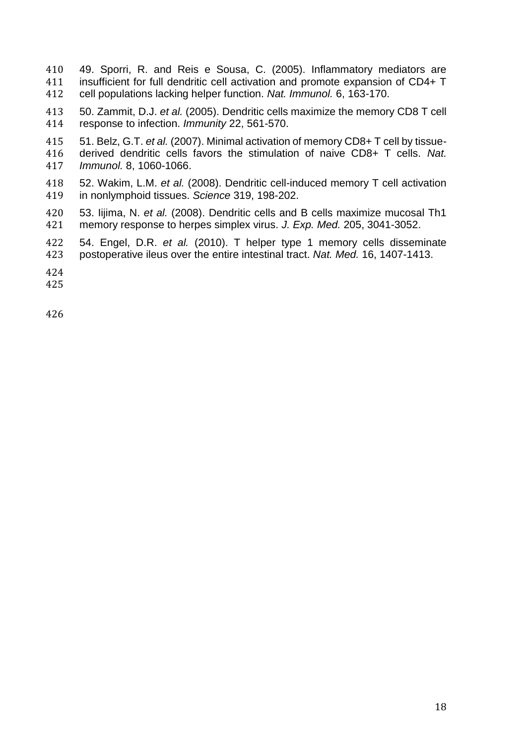49. Sporri, R. and Reis e Sousa, C. (2005). Inflammatory mediators are insufficient for full dendritic cell activation and promote expansion of CD4+ T cell populations lacking helper function. *Nat. Immunol.* 6, 163-170.

50. Zammit, D.J. *et al.* (2005). Dendritic cells maximize the memory CD8 T cell response to infection. *Immunity* 22, 561-570.

51. Belz, G.T. *et al.* (2007). Minimal activation of memory CD8+ T cell by tissue-derived dendritic cells favors the stimulation of naive CD8+ T cells. *Nat. Immunol.* 8, 1060-1066.

52. Wakim, L.M. *et al.* (2008). Dendritic cell-induced memory T cell activation in nonlymphoid tissues. *Science* 319, 198-202.

53. Iijima, N. *et al.* (2008). Dendritic cells and B cells maximize mucosal Th1 memory response to herpes simplex virus. *J. Exp. Med.* 205, 3041-3052.

54. Engel, D.R. *et al.* (2010). T helper type 1 memory cells disseminate postoperative ileus over the entire intestinal tract. *Nat. Med.* 16, 1407-1413.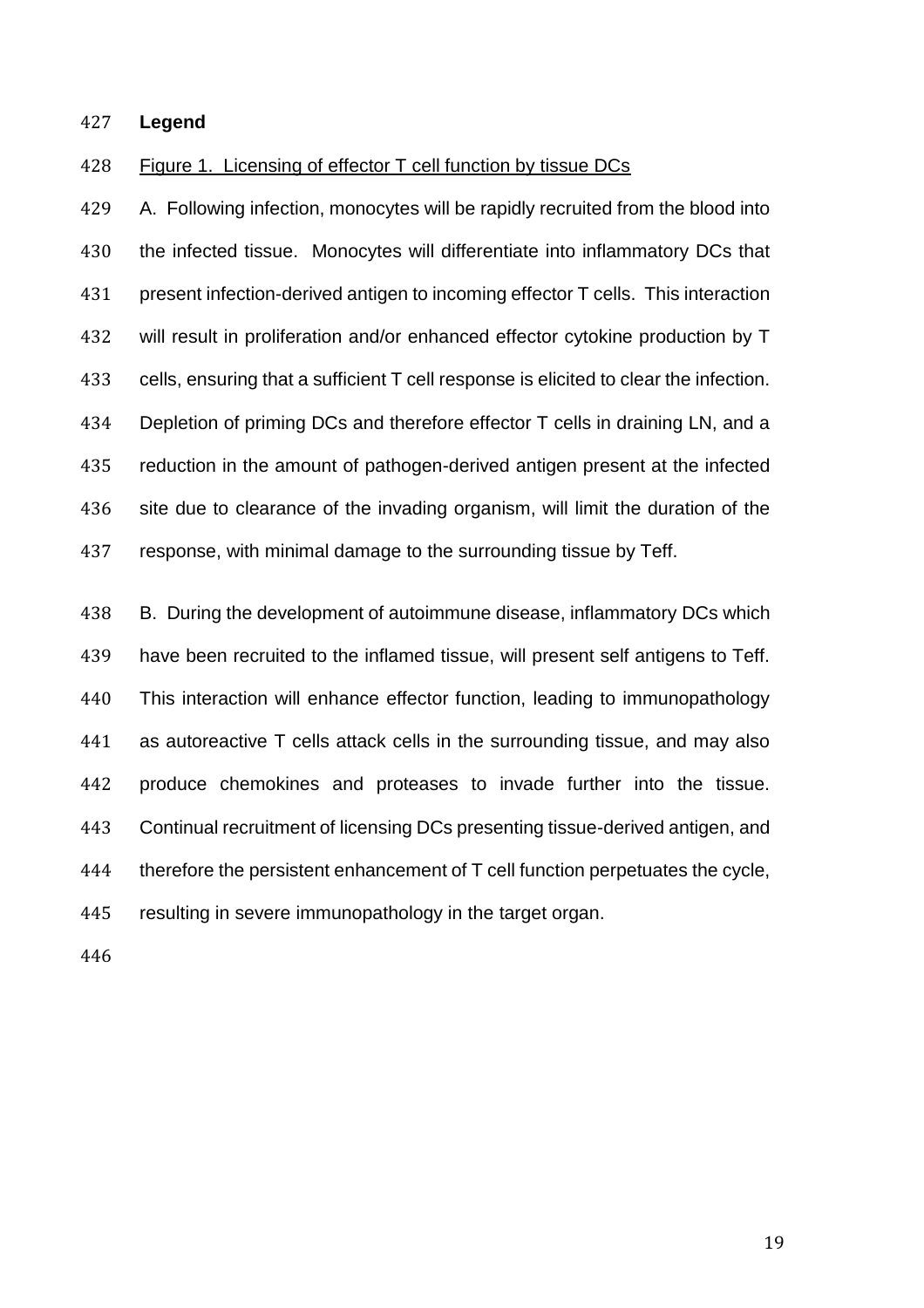**Legend**

<u>Figure 1. Licensing of effector T cell function by tissue DCs</u>

A. Following infection, monocytes will be rapidly recruited from the blood into the infected tissue. Monocytes will differentiate into inflammatory DCs that present infection-derived antigen to incoming effector T cells. This interaction will result in proliferation and/or enhanced effector cytokine production by T cells, ensuring that a sufficient T cell response is elicited to clear the infection. Depletion of priming DCs and therefore effector T cells in draining LN, and a reduction in the amount of pathogen-derived antigen present at the infected site due to clearance of the invading organism, will limit the duration of the response, with minimal damage to the surrounding tissue by Teff.

B. During the development of autoimmune disease, inflammatory DCs which have been recruited to the inflamed tissue, will present self antigens to Teff. This interaction will enhance effector function, leading to immunopathology as autoreactive T cells attack cells in the surrounding tissue, and may also produce chemokines and proteases to invade further into the tissue. Continual recruitment of licensing DCs presenting tissue-derived antigen, and therefore the persistent enhancement of T cell function perpetuates the cycle, resulting in severe immunopathology in the target organ.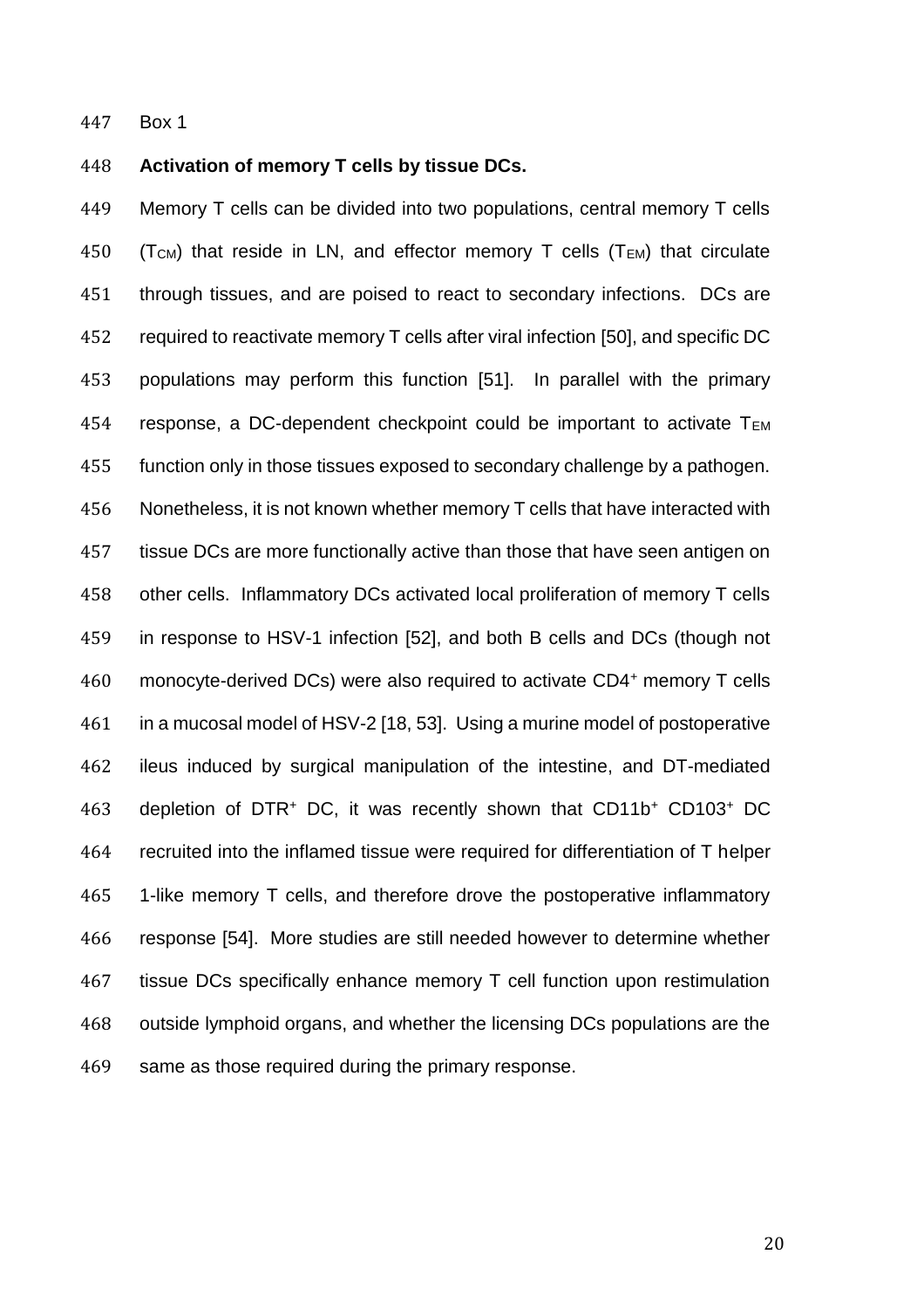Box 1

**Activation of memory T cells by tissue DCs.**

Memory T cells can be divided into two populations, central memory T cells ($T_{CM}$) that reside in LN, and effector memory T cells ($T_{EM}$) that circulate through tissues, and are poised to react to secondary infections. DCs are required to reactivate memory T cells after viral infection [50], and specific DC populations may perform this function [51]. In parallel with the primary response, a DC-dependent checkpoint could be important to activate $T_{EM}$ function only in those tissues exposed to secondary challenge by a pathogen. Nonetheless, it is not known whether memory T cells that have interacted with tissue DCs are more functionally active than those that have seen antigen on other cells. Inflammatory DCs activated local proliferation of memory T cells in response to HSV-1 infection [52], and both B cells and DCs (though not monocyte-derived DCs) were also required to activate CD4$^+$ memory T cells in a mucosal model of HSV-2 [18, 53]. Using a murine model of postoperative ileus induced by surgical manipulation of the intestine, and DT-mediated depletion of DTR$^+$ DC, it was recently shown that CD11b$^+$ CD103$^+$ DC recruited into the inflamed tissue were required for differentiation of T helper 1-like memory T cells, and therefore drove the postoperative inflammatory response [54]. More studies are still needed however to determine whether tissue DCs specifically enhance memory T cell function upon restimulation outside lymphoid organs, and whether the licensing DCs populations are the same as those required during the primary response.